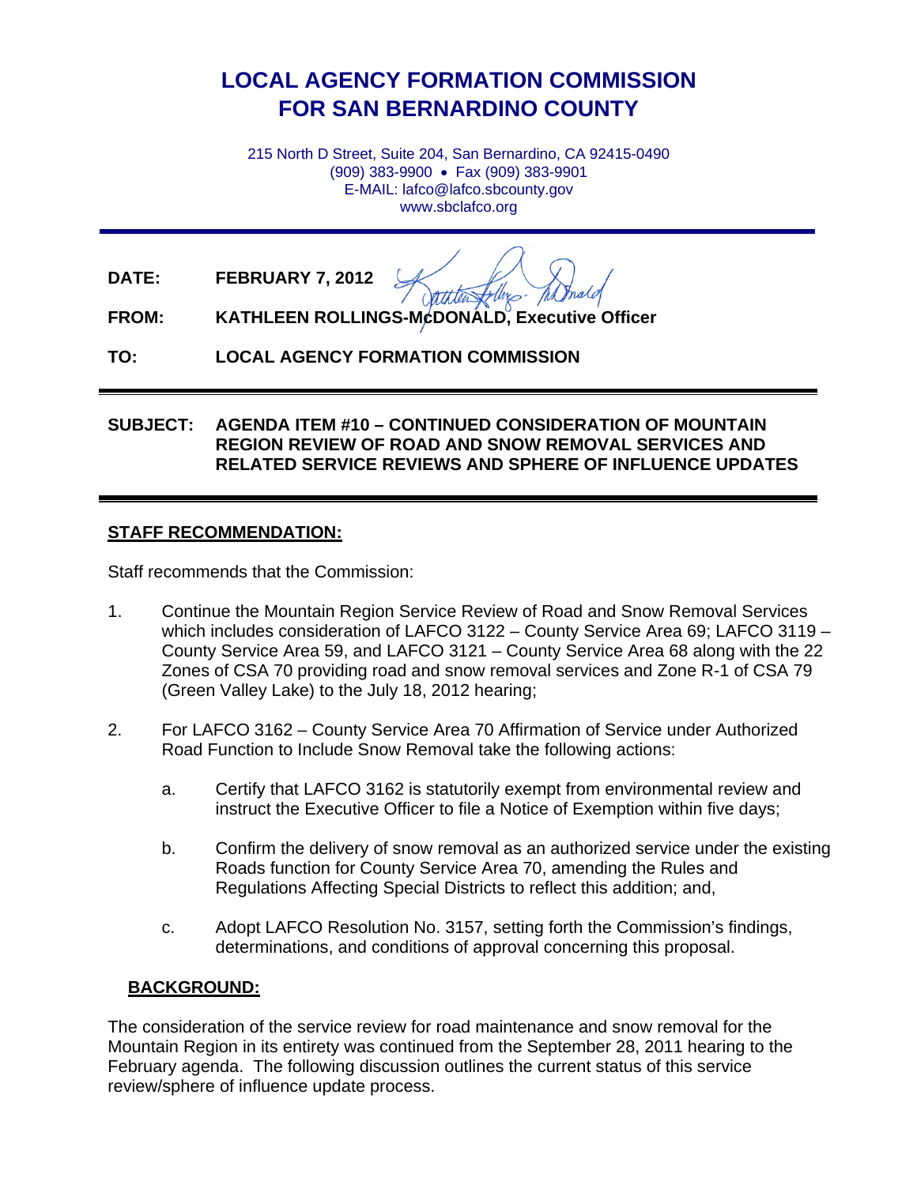# LOCAL AGENCY FORMATION COMMISSION
# FOR SAN BERNARDINO COUNTY

215 North D Street, Suite 204, San Bernardino, CA 92415-0490
(909) 383-9900 • Fax (909) 383-9901
E-MAIL: lafco@lafco.sbcounty.gov
www.sbclafco.org

---

**DATE:** **FEBRUARY 7, 2012**

**FROM:** **KATHLEEN ROLLINGS-McDONALD, Executive Officer**

**TO:** **LOCAL AGENCY FORMATION COMMISSION**

---

**SUBJECT: AGENDA ITEM #10 – CONTINUED CONSIDERATION OF MOUNTAIN REGION REVIEW OF ROAD AND SNOW REMOVAL SERVICES AND RELATED SERVICE REVIEWS AND SPHERE OF INFLUENCE UPDATES**

---

## STAFF RECOMMENDATION:

Staff recommends that the Commission:

1. Continue the Mountain Region Service Review of Road and Snow Removal Services which includes consideration of LAFCO 3122 – County Service Area 69; LAFCO 3119 – County Service Area 59, and LAFCO 3121 – County Service Area 68 along with the 22 Zones of CSA 70 providing road and snow removal services and Zone R-1 of CSA 79 (Green Valley Lake) to the July 18, 2012 hearing;

2. For LAFCO 3162 – County Service Area 70 Affirmation of Service under Authorized Road Function to Include Snow Removal take the following actions:

   a. Certify that LAFCO 3162 is statutorily exempt from environmental review and instruct the Executive Officer to file a Notice of Exemption within five days;

   b. Confirm the delivery of snow removal as an authorized service under the existing Roads function for County Service Area 70, amending the Rules and Regulations Affecting Special Districts to reflect this addition; and,

   c. Adopt LAFCO Resolution No. 3157, setting forth the Commission's findings, determinations, and conditions of approval concerning this proposal.

## BACKGROUND:

The consideration of the service review for road maintenance and snow removal for the Mountain Region in its entirety was continued from the September 28, 2011 hearing to the February agenda. The following discussion outlines the current status of this service review/sphere of influence update process.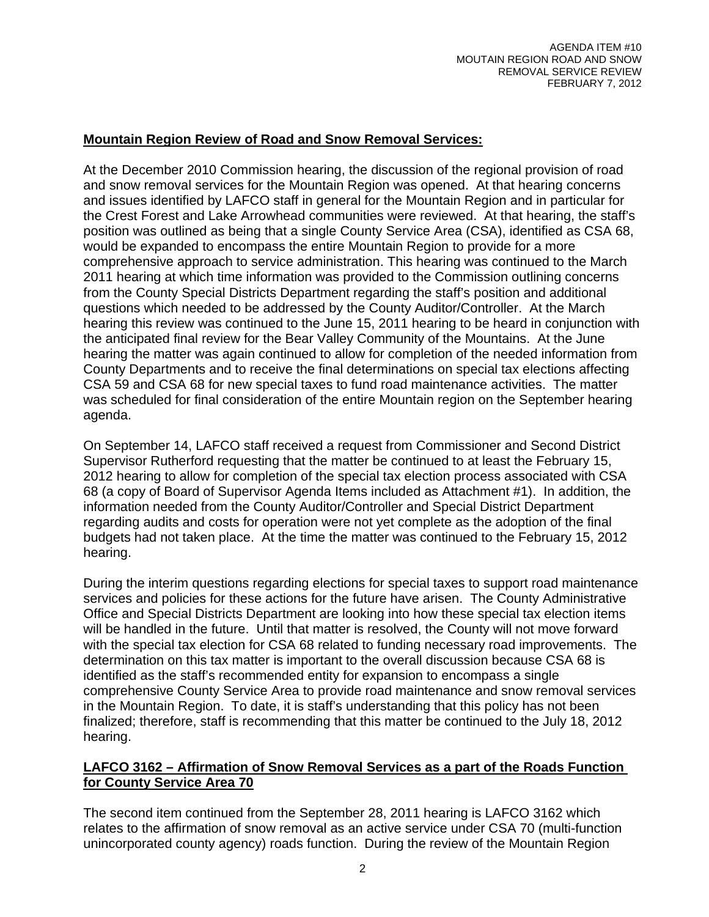## **Mountain Region Review of Road and Snow Removal Services:**

At the December 2010 Commission hearing, the discussion of the regional provision of road and snow removal services for the Mountain Region was opened. At that hearing concerns and issues identified by LAFCO staff in general for the Mountain Region and in particular for the Crest Forest and Lake Arrowhead communities were reviewed. At that hearing, the staff's position was outlined as being that a single County Service Area (CSA), identified as CSA 68, would be expanded to encompass the entire Mountain Region to provide for a more comprehensive approach to service administration. This hearing was continued to the March 2011 hearing at which time information was provided to the Commission outlining concerns from the County Special Districts Department regarding the staff's position and additional questions which needed to be addressed by the County Auditor/Controller. At the March hearing this review was continued to the June 15, 2011 hearing to be heard in conjunction with the anticipated final review for the Bear Valley Community of the Mountains. At the June hearing the matter was again continued to allow for completion of the needed information from County Departments and to receive the final determinations on special tax elections affecting CSA 59 and CSA 68 for new special taxes to fund road maintenance activities. The matter was scheduled for final consideration of the entire Mountain region on the September hearing agenda.

On September 14, LAFCO staff received a request from Commissioner and Second District Supervisor Rutherford requesting that the matter be continued to at least the February 15, 2012 hearing to allow for completion of the special tax election process associated with CSA 68 (a copy of Board of Supervisor Agenda Items included as Attachment #1). In addition, the information needed from the County Auditor/Controller and Special District Department regarding audits and costs for operation were not yet complete as the adoption of the final budgets had not taken place. At the time the matter was continued to the February 15, 2012 hearing.

During the interim questions regarding elections for special taxes to support road maintenance services and policies for these actions for the future have arisen. The County Administrative Office and Special Districts Department are looking into how these special tax election items will be handled in the future. Until that matter is resolved, the County will not move forward with the special tax election for CSA 68 related to funding necessary road improvements. The determination on this tax matter is important to the overall discussion because CSA 68 is identified as the staff's recommended entity for expansion to encompass a single comprehensive County Service Area to provide road maintenance and snow removal services in the Mountain Region. To date, it is staff's understanding that this policy has not been finalized; therefore, staff is recommending that this matter be continued to the July 18, 2012 hearing.

## **LAFCO 3162 – Affirmation of Snow Removal Services as a part of the Roads Function for County Service Area 70**

The second item continued from the September 28, 2011 hearing is LAFCO 3162 which relates to the affirmation of snow removal as an active service under CSA 70 (multi-function unincorporated county agency) roads function. During the review of the Mountain Region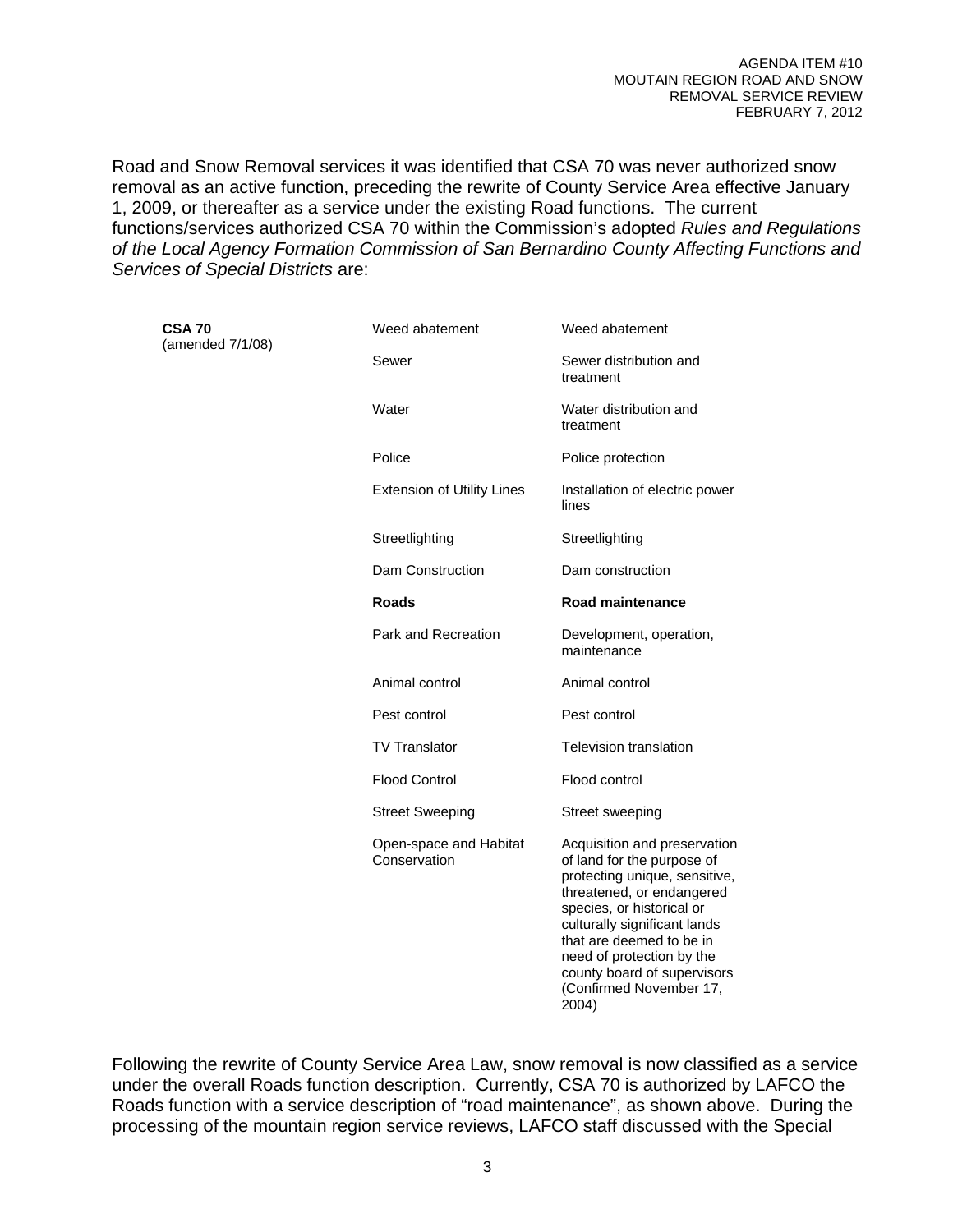Road and Snow Removal services it was identified that CSA 70 was never authorized snow removal as an active function, preceding the rewrite of County Service Area effective January 1, 2009, or thereafter as a service under the existing Road functions. The current functions/services authorized CSA 70 within the Commission's adopted *Rules and Regulations of the Local Agency Formation Commission of San Bernardino County Affecting Functions and Services of Special Districts* are:

| | | |
|---|---|---|
| **CSA 70** (amended 7/1/08) | Weed abatement | Weed abatement |
| | Sewer | Sewer distribution and treatment |
| | Water | Water distribution and treatment |
| | Police | Police protection |
| | Extension of Utility Lines | Installation of electric power lines |
| | Streetlighting | Streetlighting |
| | Dam Construction | Dam construction |
| | **Roads** | **Road maintenance** |
| | Park and Recreation | Development, operation, maintenance |
| | Animal control | Animal control |
| | Pest control | Pest control |
| | TV Translator | Television translation |
| | Flood Control | Flood control |
| | Street Sweeping | Street sweeping |
| | Open-space and Habitat Conservation | Acquisition and preservation of land for the purpose of protecting unique, sensitive, threatened, or endangered species, or historical or culturally significant lands that are deemed to be in need of protection by the county board of supervisors (Confirmed November 17, 2004) |

Following the rewrite of County Service Area Law, snow removal is now classified as a service under the overall Roads function description. Currently, CSA 70 is authorized by LAFCO the Roads function with a service description of "road maintenance", as shown above. During the processing of the mountain region service reviews, LAFCO staff discussed with the Special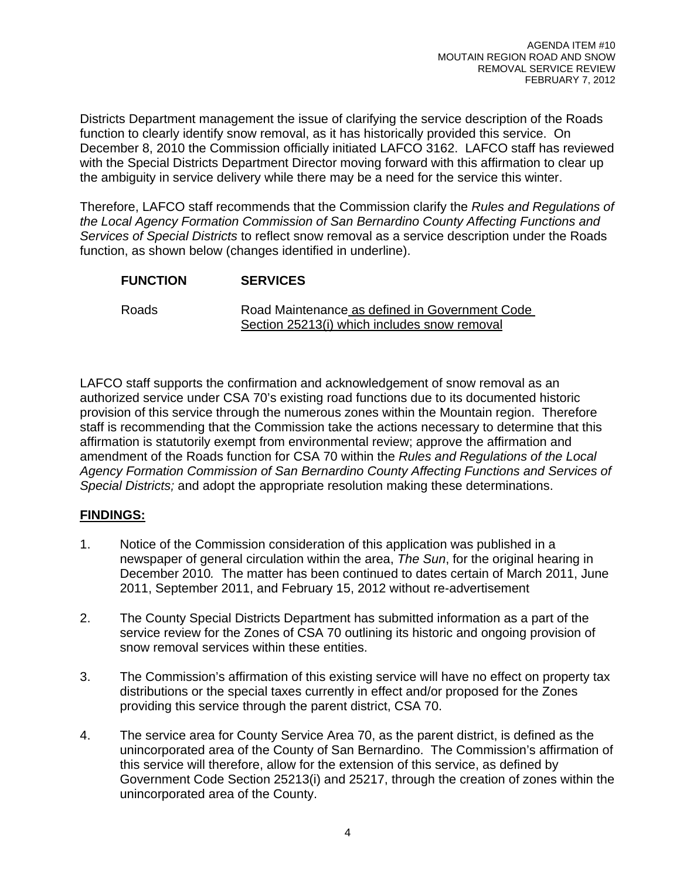Districts Department management the issue of clarifying the service description of the Roads function to clearly identify snow removal, as it has historically provided this service. On December 8, 2010 the Commission officially initiated LAFCO 3162. LAFCO staff has reviewed with the Special Districts Department Director moving forward with this affirmation to clear up the ambiguity in service delivery while there may be a need for the service this winter.

Therefore, LAFCO staff recommends that the Commission clarify the *Rules and Regulations of the Local Agency Formation Commission of San Bernardino County Affecting Functions and Services of Special Districts* to reflect snow removal as a service description under the Roads function, as shown below (changes identified in underline).

| **FUNCTION** | **SERVICES** |
|---|---|
| Roads | Road Maintenance <u>as defined in Government Code Section 25213(i) which includes snow removal</u> |

LAFCO staff supports the confirmation and acknowledgement of snow removal as an authorized service under CSA 70's existing road functions due to its documented historic provision of this service through the numerous zones within the Mountain region. Therefore staff is recommending that the Commission take the actions necessary to determine that this affirmation is statutorily exempt from environmental review; approve the affirmation and amendment of the Roads function for CSA 70 within the *Rules and Regulations of the Local Agency Formation Commission of San Bernardino County Affecting Functions and Services of Special Districts;* and adopt the appropriate resolution making these determinations.

## **<u>FINDINGS:</u>**

1. Notice of the Commission consideration of this application was published in a newspaper of general circulation within the area, *The Sun*, for the original hearing in December 2010*.* The matter has been continued to dates certain of March 2011, June 2011, September 2011, and February 15, 2012 without re-advertisement

2. The County Special Districts Department has submitted information as a part of the service review for the Zones of CSA 70 outlining its historic and ongoing provision of snow removal services within these entities.

3. The Commission's affirmation of this existing service will have no effect on property tax distributions or the special taxes currently in effect and/or proposed for the Zones providing this service through the parent district, CSA 70.

4. The service area for County Service Area 70, as the parent district, is defined as the unincorporated area of the County of San Bernardino. The Commission's affirmation of this service will therefore, allow for the extension of this service, as defined by Government Code Section 25213(i) and 25217, through the creation of zones within the unincorporated area of the County.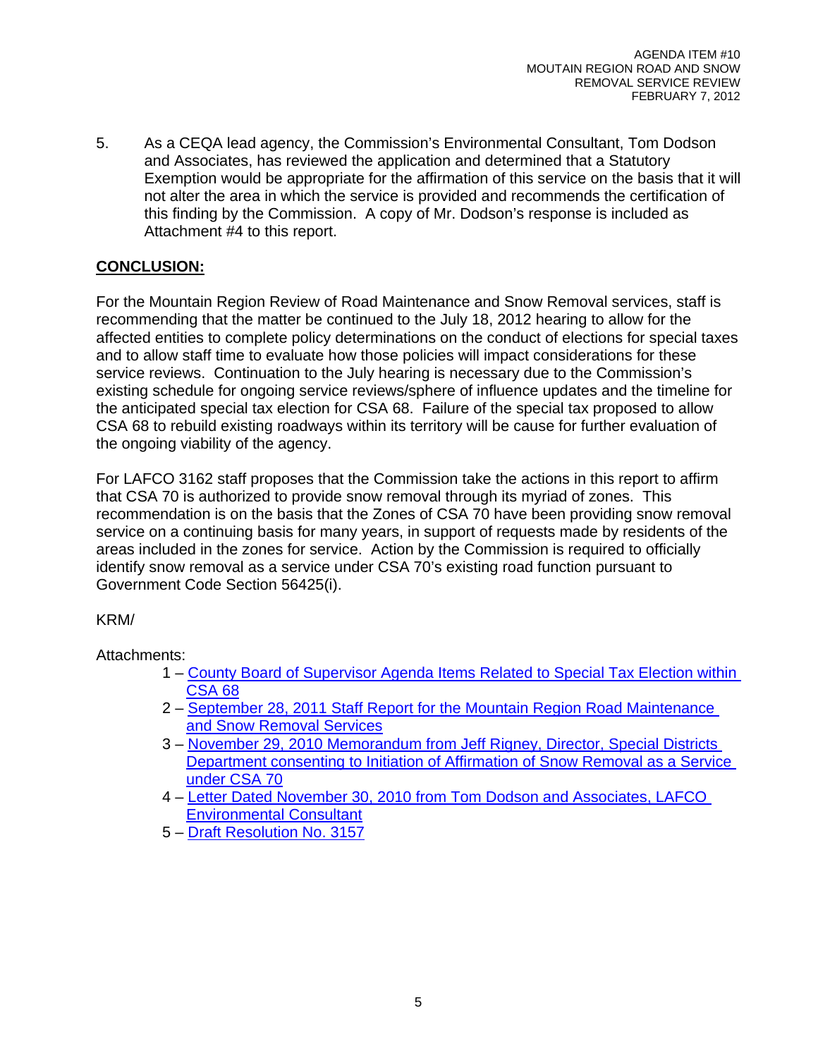5. As a CEQA lead agency, the Commission's Environmental Consultant, Tom Dodson and Associates, has reviewed the application and determined that a Statutory Exemption would be appropriate for the affirmation of this service on the basis that it will not alter the area in which the service is provided and recommends the certification of this finding by the Commission. A copy of Mr. Dodson's response is included as Attachment #4 to this report.

## **CONCLUSION:**

For the Mountain Region Review of Road Maintenance and Snow Removal services, staff is recommending that the matter be continued to the July 18, 2012 hearing to allow for the affected entities to complete policy determinations on the conduct of elections for special taxes and to allow staff time to evaluate how those policies will impact considerations for these service reviews. Continuation to the July hearing is necessary due to the Commission's existing schedule for ongoing service reviews/sphere of influence updates and the timeline for the anticipated special tax election for CSA 68. Failure of the special tax proposed to allow CSA 68 to rebuild existing roadways within its territory will be cause for further evaluation of the ongoing viability of the agency.

For LAFCO 3162 staff proposes that the Commission take the actions in this report to affirm that CSA 70 is authorized to provide snow removal through its myriad of zones. This recommendation is on the basis that the Zones of CSA 70 have been providing snow removal service on a continuing basis for many years, in support of requests made by residents of the areas included in the zones for service. Action by the Commission is required to officially identify snow removal as a service under CSA 70's existing road function pursuant to Government Code Section 56425(i).

KRM/

Attachments:

1 – County Board of Supervisor Agenda Items Related to Special Tax Election within CSA 68
2 – September 28, 2011 Staff Report for the Mountain Region Road Maintenance and Snow Removal Services
3 – November 29, 2010 Memorandum from Jeff Rigney, Director, Special Districts Department consenting to Initiation of Affirmation of Snow Removal as a Service under CSA 70
4 – Letter Dated November 30, 2010 from Tom Dodson and Associates, LAFCO Environmental Consultant
5 – Draft Resolution No. 3157